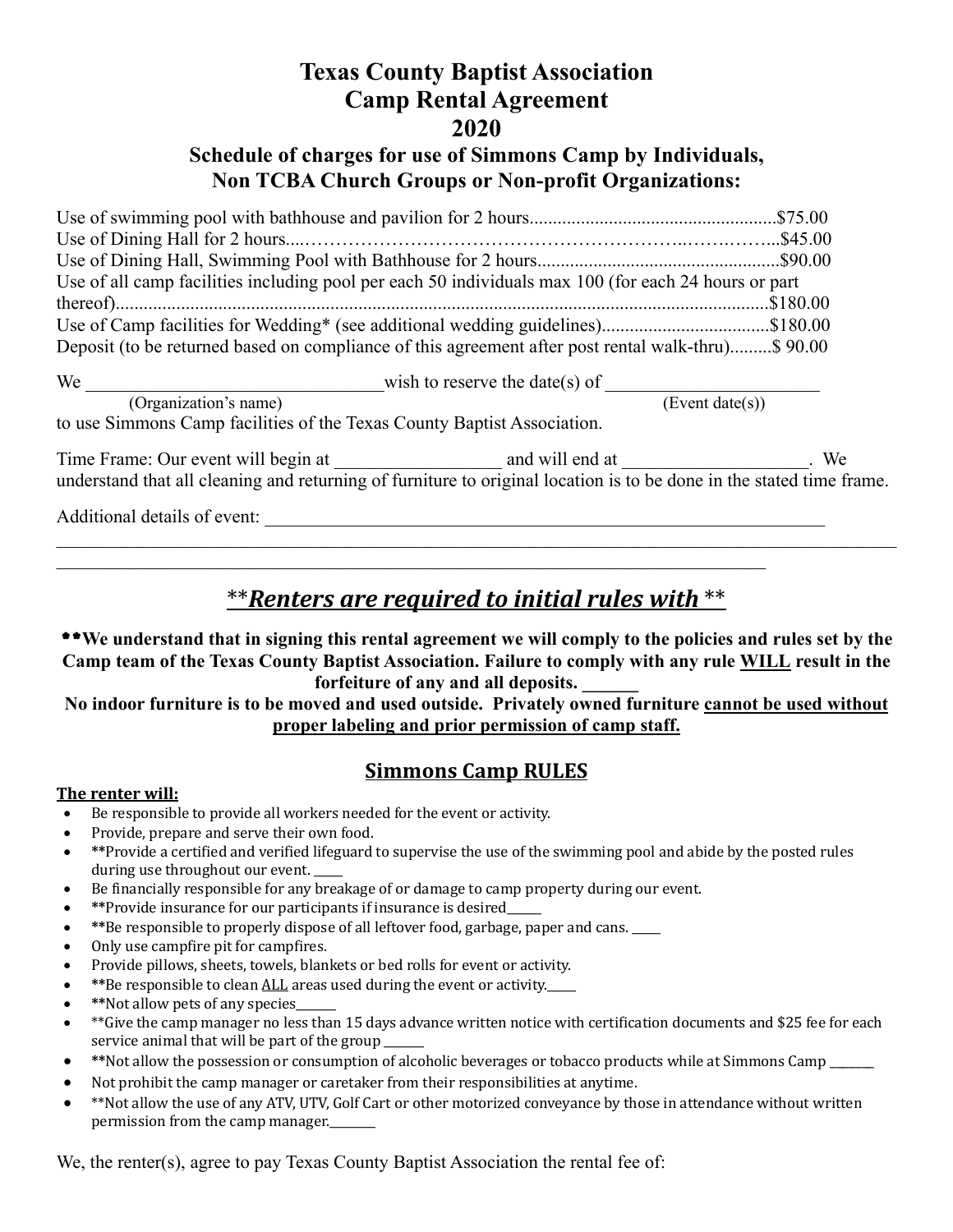# Texas County Baptist Association
# Camp Rental Agreement
# 2020

### Schedule of charges for use of Simmons Camp by Individuals, Non TCBA Church Groups or Non-profit Organizations:

Use of swimming pool with bathhouse and pavilion for 2 hours.....................................................$75.00
Use of Dining Hall for 2 hours....………………………………………………………..……..……...$45.00
Use of Dining Hall, Swimming Pool with Bathhouse for 2 hours....................................................$90.00
Use of all camp facilities including pool per each 50 individuals max 100 (for each 24 hours or part thereof)...........................................................................................................................................$180.00
Use of Camp facilities for Wedding* (see additional wedding guidelines)....................................$180.00
Deposit (to be returned based on compliance of this agreement after post rental walk-thru).........$ 90.00

We ________________________________wish to reserve the date(s) of ______________________
(Organization's name) (Event date(s))
to use Simmons Camp facilities of the Texas County Baptist Association.

Time Frame: Our event will begin at _________________ and will end at ___________________. We understand that all cleaning and returning of furniture to original location is to be done in the stated time frame.

Additional details of event: ____________________________________________________________
________________________________________________________________________________________
_____________________________________________________________________________

## ***\*Renters are required to initial rules with \*\****

**\*\*We understand that in signing this rental agreement we will comply to the policies and rules set by the Camp team of the Texas County Baptist Association. Failure to comply with any rule WILL result in the forfeiture of any and all deposits. ______**

**No indoor furniture is to be moved and used outside. Privately owned furniture cannot be used without proper labeling and prior permission of camp staff.**

## Simmons Camp RULES

**The renter will:**

- Be responsible to provide all workers needed for the event or activity.
- Provide, prepare and serve their own food.
- **\*\***Provide a certified and verified lifeguard to supervise the use of the swimming pool and abide by the posted rules during use throughout our event. _____
- Be financially responsible for any breakage of or damage to camp property during our event.
- **\*\***Provide insurance for our participants if insurance is desired______
- **\*\***Be responsible to properly dispose of all leftover food, garbage, paper and cans. _____
- Only use campfire pit for campfires.
- Provide pillows, sheets, towels, blankets or bed rolls for event or activity.
- **\*\***Be responsible to clean ALL areas used during the event or activity._____
- **\*\***Not allow pets of any species_______
- \*\*Give the camp manager no less than 15 days advance written notice with certification documents and $25 fee for each service animal that will be part of the group _______
- **\*\***Not allow the possession or consumption of alcoholic beverages or tobacco products while at Simmons Camp ________
- Not prohibit the camp manager or caretaker from their responsibilities at anytime.
- \*\*Not allow the use of any ATV, UTV, Golf Cart or other motorized conveyance by those in attendance without written permission from the camp manager.________

We, the renter(s), agree to pay Texas County Baptist Association the rental fee of: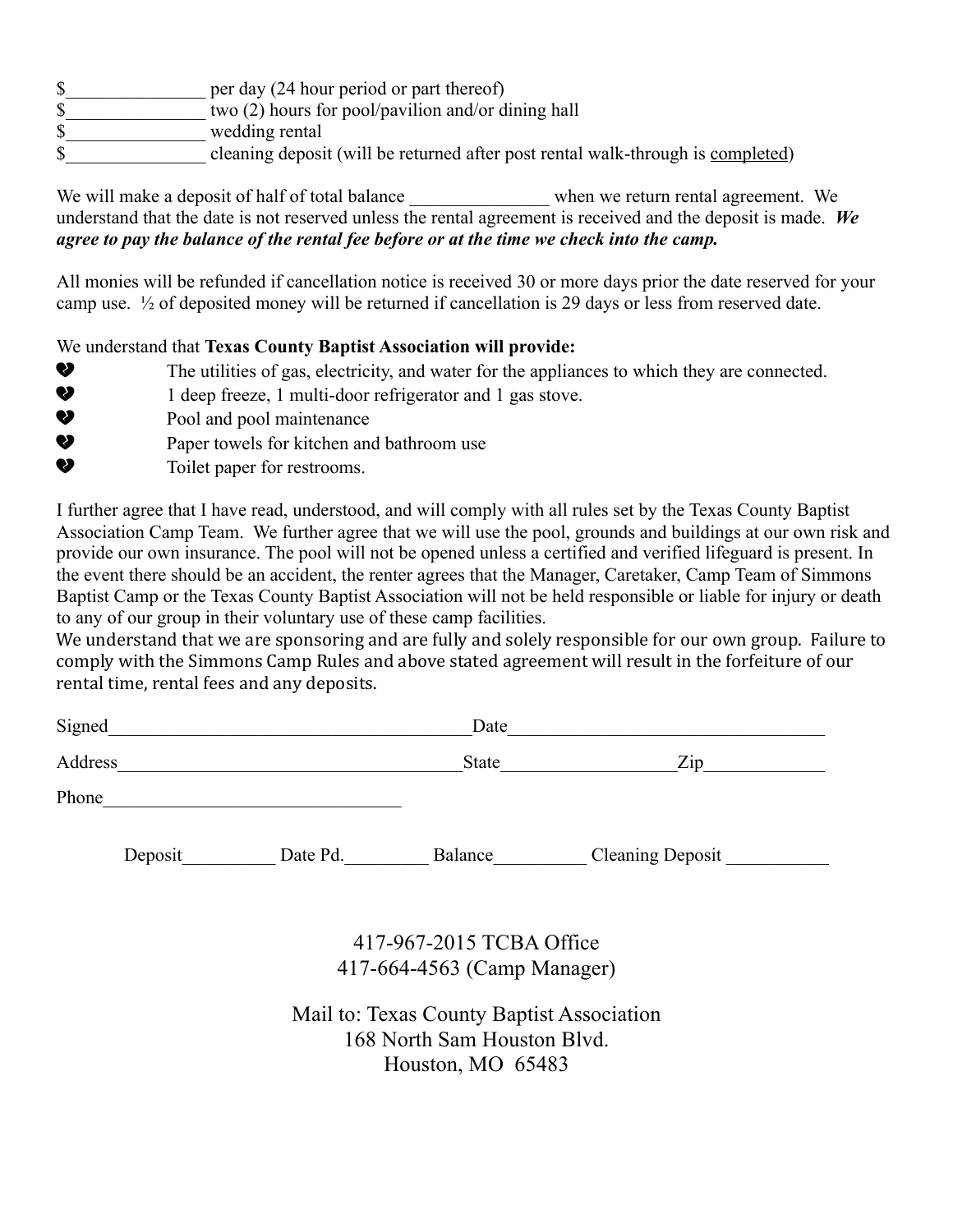$_______________ per day (24 hour period or part thereof)
$_______________ two (2) hours for pool/pavilion and/or dining hall
$_______________ wedding rental
$_______________ cleaning deposit (will be returned after post rental walk-through is completed)

We will make a deposit of half of total balance _______________ when we return rental agreement. We understand that the date is not reserved unless the rental agreement is received and the deposit is made. ***We agree to pay the balance of the rental fee before or at the time we check into the camp.***

All monies will be refunded if cancellation notice is received 30 or more days prior the date reserved for your camp use. ½ of deposited money will be returned if cancellation is 29 days or less from reserved date.

We understand that **Texas County Baptist Association will provide:**

- The utilities of gas, electricity, and water for the appliances to which they are connected.
- 1 deep freeze, 1 multi-door refrigerator and 1 gas stove.
- Pool and pool maintenance
- Paper towels for kitchen and bathroom use
- Toilet paper for restrooms.

I further agree that I have read, understood, and will comply with all rules set by the Texas County Baptist Association Camp Team. We further agree that we will use the pool, grounds and buildings at our own risk and provide our own insurance. The pool will not be opened unless a certified and verified lifeguard is present. In the event there should be an accident, the renter agrees that the Manager, Caretaker, Camp Team of Simmons Baptist Camp or the Texas County Baptist Association will not be held responsible or liable for injury or death to any of our group in their voluntary use of these camp facilities.

We understand that we are sponsoring and are fully and solely responsible for our own group. Failure to comply with the Simmons Camp Rules and above stated agreement will result in the forfeiture of our rental time, rental fees and any deposits.

Signed_______________________________________ Date__________________________________

Address_____________________________________ State__________________ Zip_____________

Phone________________________________

Deposit__________ Date Pd._________ Balance__________ Cleaning Deposit ___________

417-967-2015 TCBA Office
417-664-4563 (Camp Manager)

Mail to: Texas County Baptist Association
168 North Sam Houston Blvd.
Houston, MO 65483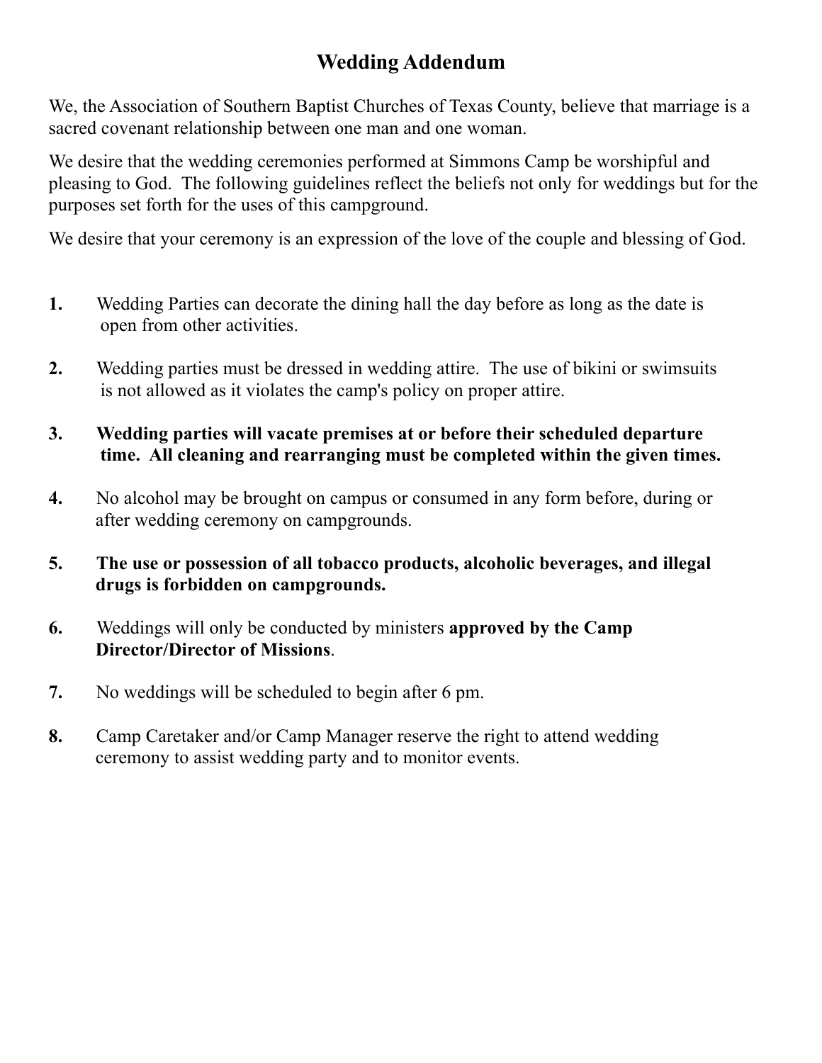# Wedding Addendum

We, the Association of Southern Baptist Churches of Texas County, believe that marriage is a sacred covenant relationship between one man and one woman.

We desire that the wedding ceremonies performed at Simmons Camp be worshipful and pleasing to God. The following guidelines reflect the beliefs not only for weddings but for the purposes set forth for the uses of this campground.

We desire that your ceremony is an expression of the love of the couple and blessing of God.

1. Wedding Parties can decorate the dining hall the day before as long as the date is open from other activities.

2. Wedding parties must be dressed in wedding attire. The use of bikini or swimsuits is not allowed as it violates the camp's policy on proper attire.

3. **Wedding parties will vacate premises at or before their scheduled departure time. All cleaning and rearranging must be completed within the given times.**

4. No alcohol may be brought on campus or consumed in any form before, during or after wedding ceremony on campgrounds.

5. **The use or possession of all tobacco products, alcoholic beverages, and illegal drugs is forbidden on campgrounds.**

6. Weddings will only be conducted by ministers **approved by the Camp Director/Director of Missions**.

7. No weddings will be scheduled to begin after 6 pm.

8. Camp Caretaker and/or Camp Manager reserve the right to attend wedding ceremony to assist wedding party and to monitor events.